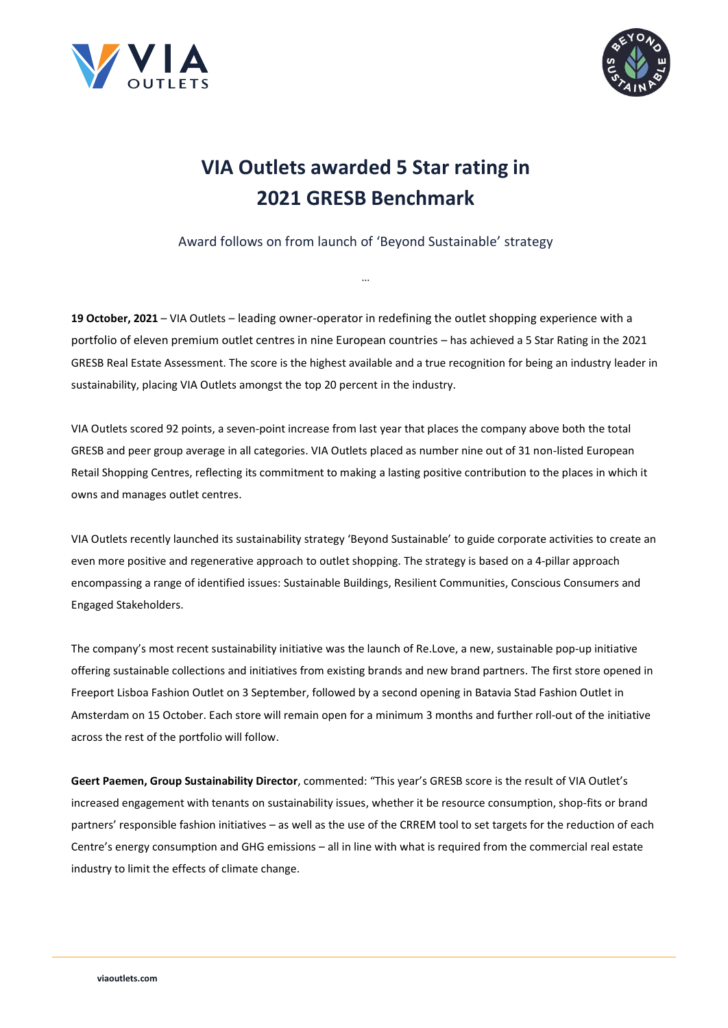# VIA Outlets awarded 5 Star rating in 2021 GRESB Benchmark

Award follows on from launch of 'Beyond Sustainable' strategy

…

**19 October, 2021** – VIA Outlets – leading owner-operator in redefining the outlet shopping experience with a portfolio of eleven premium outlet centres in nine European countries – has achieved a 5 Star Rating in the 2021 GRESB Real Estate Assessment. The score is the highest available and a true recognition for being an industry leader in sustainability, placing VIA Outlets amongst the top 20 percent in the industry.

VIA Outlets scored 92 points, a seven-point increase from last year that places the company above both the total GRESB and peer group average in all categories. VIA Outlets placed as number nine out of 31 non-listed European Retail Shopping Centres, reflecting its commitment to making a lasting positive contribution to the places in which it owns and manages outlet centres.

VIA Outlets recently launched its sustainability strategy 'Beyond Sustainable' to guide corporate activities to create an even more positive and regenerative approach to outlet shopping. The strategy is based on a 4-pillar approach encompassing a range of identified issues: Sustainable Buildings, Resilient Communities, Conscious Consumers and Engaged Stakeholders.

The company's most recent sustainability initiative was the launch of Re.Love, a new, sustainable pop-up initiative offering sustainable collections and initiatives from existing brands and new brand partners. The first store opened in Freeport Lisboa Fashion Outlet on 3 September, followed by a second opening in Batavia Stad Fashion Outlet in Amsterdam on 15 October. Each store will remain open for a minimum 3 months and further roll-out of the initiative across the rest of the portfolio will follow.

**Geert Paemen, Group Sustainability Director**, commented: "This year's GRESB score is the result of VIA Outlet's increased engagement with tenants on sustainability issues, whether it be resource consumption, shop-fits or brand partners' responsible fashion initiatives – as well as the use of the CRREM tool to set targets for the reduction of each Centre's energy consumption and GHG emissions – all in line with what is required from the commercial real estate industry to limit the effects of climate change.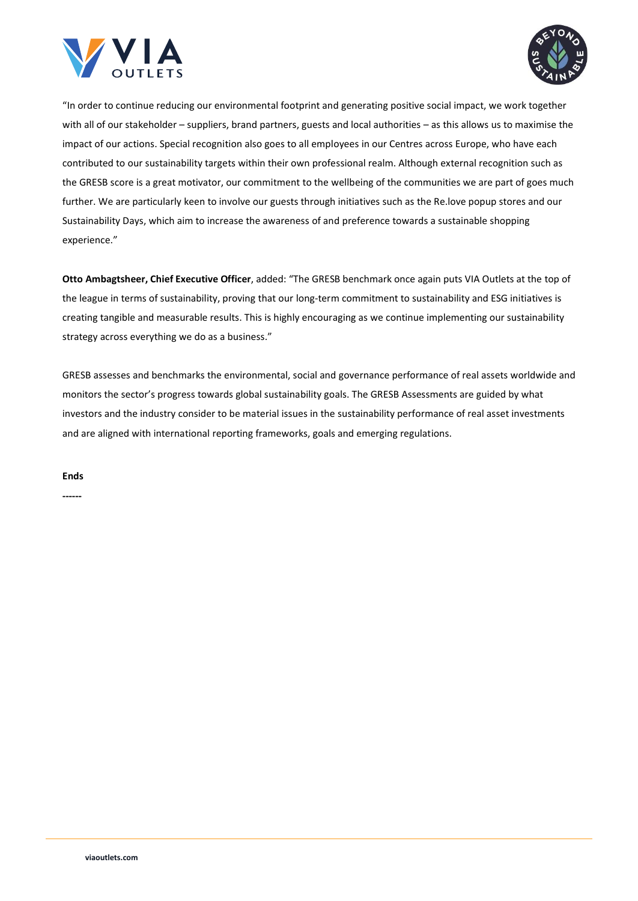"In order to continue reducing our environmental footprint and generating positive social impact, we work together with all of our stakeholder – suppliers, brand partners, guests and local authorities – as this allows us to maximise the impact of our actions. Special recognition also goes to all employees in our Centres across Europe, who have each contributed to our sustainability targets within their own professional realm. Although external recognition such as the GRESB score is a great motivator, our commitment to the wellbeing of the communities we are part of goes much further. We are particularly keen to involve our guests through initiatives such as the Re.love popup stores and our Sustainability Days, which aim to increase the awareness of and preference towards a sustainable shopping experience."

**Otto Ambagtsheer, Chief Executive Officer**, added: "The GRESB benchmark once again puts VIA Outlets at the top of the league in terms of sustainability, proving that our long-term commitment to sustainability and ESG initiatives is creating tangible and measurable results. This is highly encouraging as we continue implementing our sustainability strategy across everything we do as a business."

GRESB assesses and benchmarks the environmental, social and governance performance of real assets worldwide and monitors the sector's progress towards global sustainability goals. The GRESB Assessments are guided by what investors and the industry consider to be material issues in the sustainability performance of real asset investments and are aligned with international reporting frameworks, goals and emerging regulations.

**Ends**

**------**